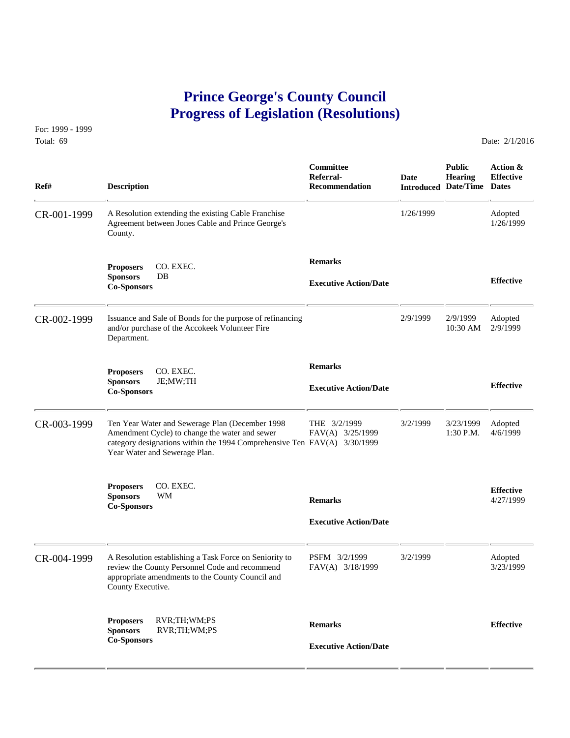# Prince George's County Council
# Progress of Legislation (Resolutions)

For: 1999 - 1999
Total: 69

Date: 2/1/2016

| Ref# | Description | Committee Referral-Recommendation | Date Introduced | Public Hearing Date/Time | Action & Effective Dates |
|---|---|---|---|---|---|
| CR-001-1999 | A Resolution extending the existing Cable Franchise Agreement between Jones Cable and Prince George's County. | | 1/26/1999 | | Adopted 1/26/1999 |
| | **Proposers** CO. EXEC.<br>**Sponsors** DB<br>**Co-Sponsors** | **Remarks**<br><br>**Executive Action/Date** | | | **Effective** |
| CR-002-1999 | Issuance and Sale of Bonds for the purpose of refinancing and/or purchase of the Accokeek Volunteer Fire Department. | | 2/9/1999 | 2/9/1999 10:30 AM | Adopted 2/9/1999 |
| | **Proposers** CO. EXEC.<br>**Sponsors** JE;MW;TH<br>**Co-Sponsors** | **Remarks**<br><br>**Executive Action/Date** | | | **Effective** |
| CR-003-1999 | Ten Year Water and Sewerage Plan (December 1998 Amendment Cycle) to change the water and sewer category designations within the 1994 Comprehensive Ten Year Water and Sewerage Plan. | THE 3/2/1999<br>FAV(A) 3/25/1999<br>FAV(A) 3/30/1999 | 3/2/1999 | 3/23/1999 1:30 P.M. | Adopted 4/6/1999 |
| | **Proposers** CO. EXEC.<br>**Sponsors** WM<br>**Co-Sponsors** | **Remarks**<br><br>**Executive Action/Date** | | | **Effective** 4/27/1999 |
| CR-004-1999 | A Resolution establishing a Task Force on Seniority to review the County Personnel Code and recommend appropriate amendments to the County Council and County Executive. | PSFM 3/2/1999<br>FAV(A) 3/18/1999 | 3/2/1999 | | Adopted 3/23/1999 |
| | **Proposers** RVR;TH;WM;PS<br>**Sponsors** RVR;TH;WM;PS<br>**Co-Sponsors** | **Remarks**<br><br>**Executive Action/Date** | | | **Effective** |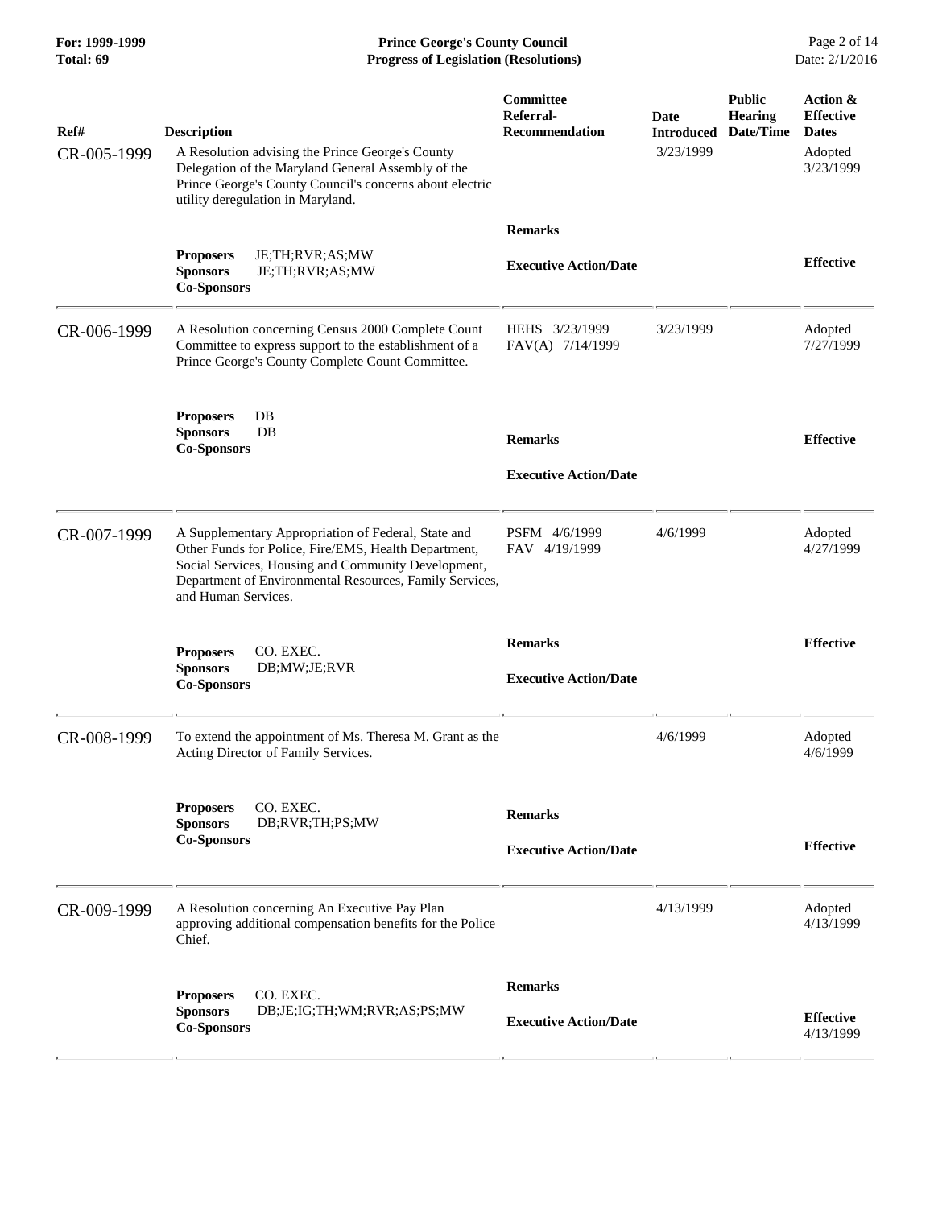| Ref# | Description | Committee Referral-Recommendation | Date Introduced | Public Hearing Date/Time | Action & Effective Dates |
|---|---|---|---|---|---|
| CR-005-1999 | A Resolution advising the Prince George's County Delegation of the Maryland General Assembly of the Prince George's County Council's concerns about electric utility deregulation in Maryland. | | 3/23/1999 | | Adopted 3/23/1999 |
| | **Proposers** JE;TH;RVR;AS;MW<br>**Sponsors** JE;TH;RVR;AS;MW<br>**Co-Sponsors** | **Remarks**<br><br>**Executive Action/Date** | | | **Effective** |
| CR-006-1999 | A Resolution concerning Census 2000 Complete Count Committee to express support to the establishment of a Prince George's County Complete Count Committee. | HEHS 3/23/1999<br>FAV(A) 7/14/1999 | 3/23/1999 | | Adopted 7/27/1999 |
| | **Proposers** DB<br>**Sponsors** DB<br>**Co-Sponsors** | **Remarks**<br><br>**Executive Action/Date** | | | **Effective** |
| CR-007-1999 | A Supplementary Appropriation of Federal, State and Other Funds for Police, Fire/EMS, Health Department, Social Services, Housing and Community Development, Department of Environmental Resources, Family Services, and Human Services. | PSFM 4/6/1999<br>FAV 4/19/1999 | 4/6/1999 | | Adopted 4/27/1999 |
| | **Proposers** CO. EXEC.<br>**Sponsors** DB;MW;JE;RVR<br>**Co-Sponsors** | **Remarks**<br><br>**Executive Action/Date** | | | **Effective** |
| CR-008-1999 | To extend the appointment of Ms. Theresa M. Grant as the Acting Director of Family Services. | | 4/6/1999 | | Adopted 4/6/1999 |
| | **Proposers** CO. EXEC.<br>**Sponsors** DB;RVR;TH;PS;MW<br>**Co-Sponsors** | **Remarks**<br><br>**Executive Action/Date** | | | **Effective** |
| CR-009-1999 | A Resolution concerning An Executive Pay Plan approving additional compensation benefits for the Police Chief. | | 4/13/1999 | | Adopted 4/13/1999 |
| | **Proposers** CO. EXEC.<br>**Sponsors** DB;JE;IG;TH;WM;RVR;AS;PS;MW<br>**Co-Sponsors** | **Remarks**<br><br>**Executive Action/Date** | | | **Effective** 4/13/1999 |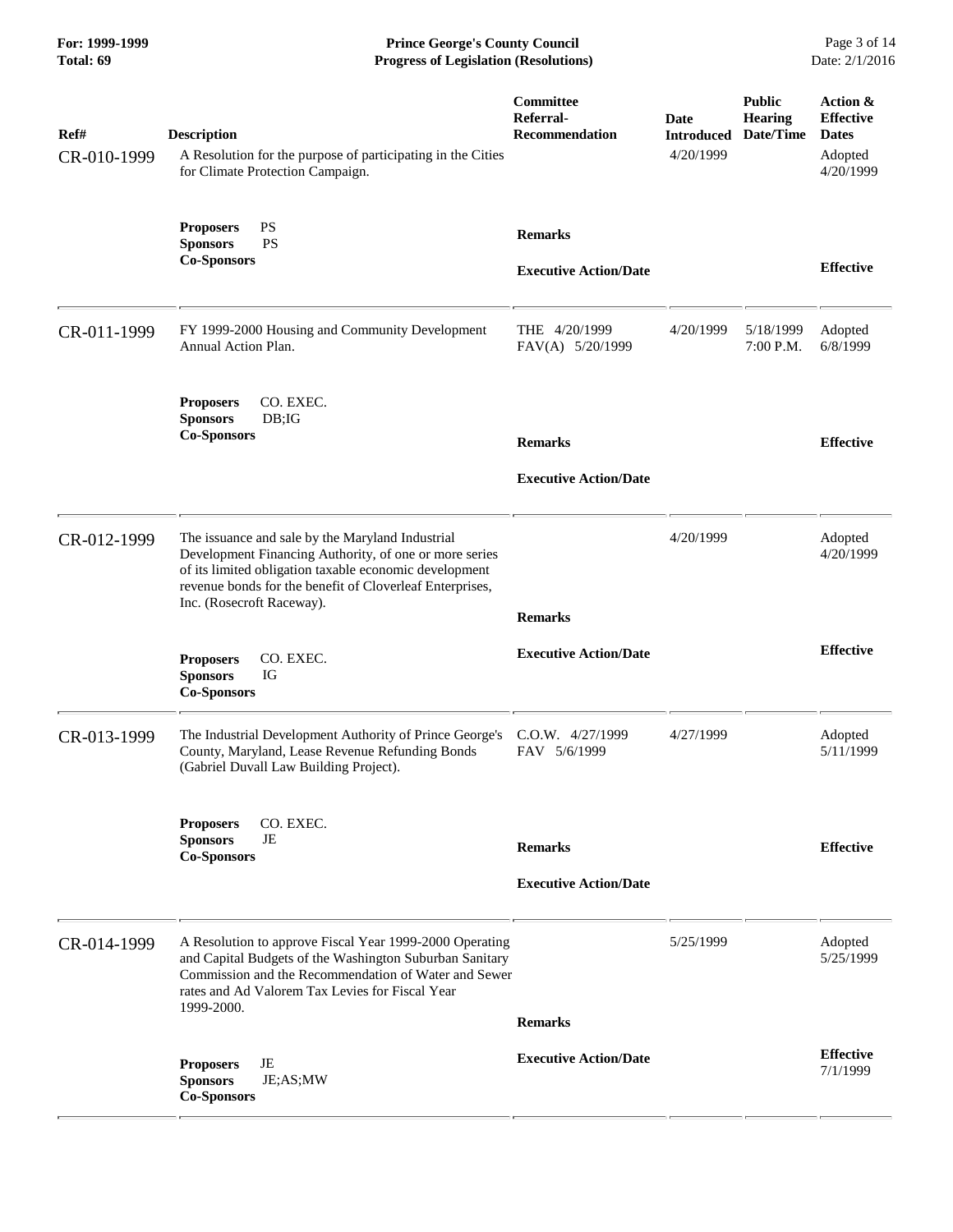| Ref# | Description | Committee Referral-Recommendation | Date Introduced | Public Hearing Date/Time | Action & Effective Dates |
|---|---|---|---|---|---|
| CR-010-1999 | A Resolution for the purpose of participating in the Cities for Climate Protection Campaign. | | 4/20/1999 | | Adopted 4/20/1999 |
| | **Proposers** PS<br>**Sponsors** PS<br>**Co-Sponsors** | **Remarks**<br>**Executive Action/Date** | | | **Effective** |
| CR-011-1999 | FY 1999-2000 Housing and Community Development Annual Action Plan. | THE 4/20/1999<br>FAV(A) 5/20/1999 | 4/20/1999 | 5/18/1999 7:00 P.M. | Adopted 6/8/1999 |
| | **Proposers** CO. EXEC.<br>**Sponsors** DB;IG<br>**Co-Sponsors** | **Remarks**<br>**Executive Action/Date** | | | **Effective** |
| CR-012-1999 | The issuance and sale by the Maryland Industrial Development Financing Authority, of one or more series of its limited obligation taxable economic development revenue bonds for the benefit of Cloverleaf Enterprises, Inc. (Rosecroft Raceway). | | 4/20/1999 | | Adopted 4/20/1999 |
| | **Proposers** CO. EXEC.<br>**Sponsors** IG<br>**Co-Sponsors** | **Remarks**<br>**Executive Action/Date** | | | **Effective** |
| CR-013-1999 | The Industrial Development Authority of Prince George's County, Maryland, Lease Revenue Refunding Bonds (Gabriel Duvall Law Building Project). | C.O.W. 4/27/1999<br>FAV 5/6/1999 | 4/27/1999 | | Adopted 5/11/1999 |
| | **Proposers** CO. EXEC.<br>**Sponsors** JE<br>**Co-Sponsors** | **Remarks**<br>**Executive Action/Date** | | | **Effective** |
| CR-014-1999 | A Resolution to approve Fiscal Year 1999-2000 Operating and Capital Budgets of the Washington Suburban Sanitary Commission and the Recommendation of Water and Sewer rates and Ad Valorem Tax Levies for Fiscal Year 1999-2000. | | 5/25/1999 | | Adopted 5/25/1999 |
| | **Proposers** JE<br>**Sponsors** JE;AS;MW<br>**Co-Sponsors** | **Remarks**<br>**Executive Action/Date** | | | **Effective** 7/1/1999 |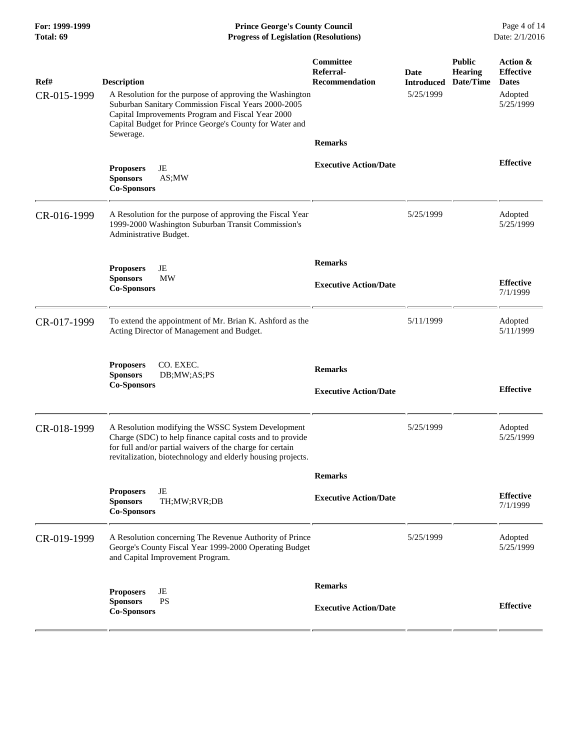| Ref# | Description | Committee Referral-Recommendation | Date Introduced | Public Hearing Date/Time | Action & Effective Dates |
|---|---|---|---|---|---|
| CR-015-1999 | A Resolution for the purpose of approving the Washington Suburban Sanitary Commission Fiscal Years 2000-2005 Capital Improvements Program and Fiscal Year 2000 Capital Budget for Prince George's County for Water and Sewerage. | | 5/25/1999 | | Adopted 5/25/1999 |
| | **Proposers** JE **Sponsors** AS;MW **Co-Sponsors** | **Remarks** **Executive Action/Date** | | | **Effective** |
| CR-016-1999 | A Resolution for the purpose of approving the Fiscal Year 1999-2000 Washington Suburban Transit Commission's Administrative Budget. | | 5/25/1999 | | Adopted 5/25/1999 |
| | **Proposers** JE **Sponsors** MW **Co-Sponsors** | **Remarks** **Executive Action/Date** | | | **Effective** 7/1/1999 |
| CR-017-1999 | To extend the appointment of Mr. Brian K. Ashford as the Acting Director of Management and Budget. | | 5/11/1999 | | Adopted 5/11/1999 |
| | **Proposers** CO. EXEC. **Sponsors** DB;MW;AS;PS **Co-Sponsors** | **Remarks** **Executive Action/Date** | | | **Effective** |
| CR-018-1999 | A Resolution modifying the WSSC System Development Charge (SDC) to help finance capital costs and to provide for full and/or partial waivers of the charge for certain revitalization, biotechnology and elderly housing projects. | | 5/25/1999 | | Adopted 5/25/1999 |
| | **Proposers** JE **Sponsors** TH;MW;RVR;DB **Co-Sponsors** | **Remarks** **Executive Action/Date** | | | **Effective** 7/1/1999 |
| CR-019-1999 | A Resolution concerning The Revenue Authority of Prince George's County Fiscal Year 1999-2000 Operating Budget and Capital Improvement Program. | | 5/25/1999 | | Adopted 5/25/1999 |
| | **Proposers** JE **Sponsors** PS **Co-Sponsors** | **Remarks** **Executive Action/Date** | | | **Effective** |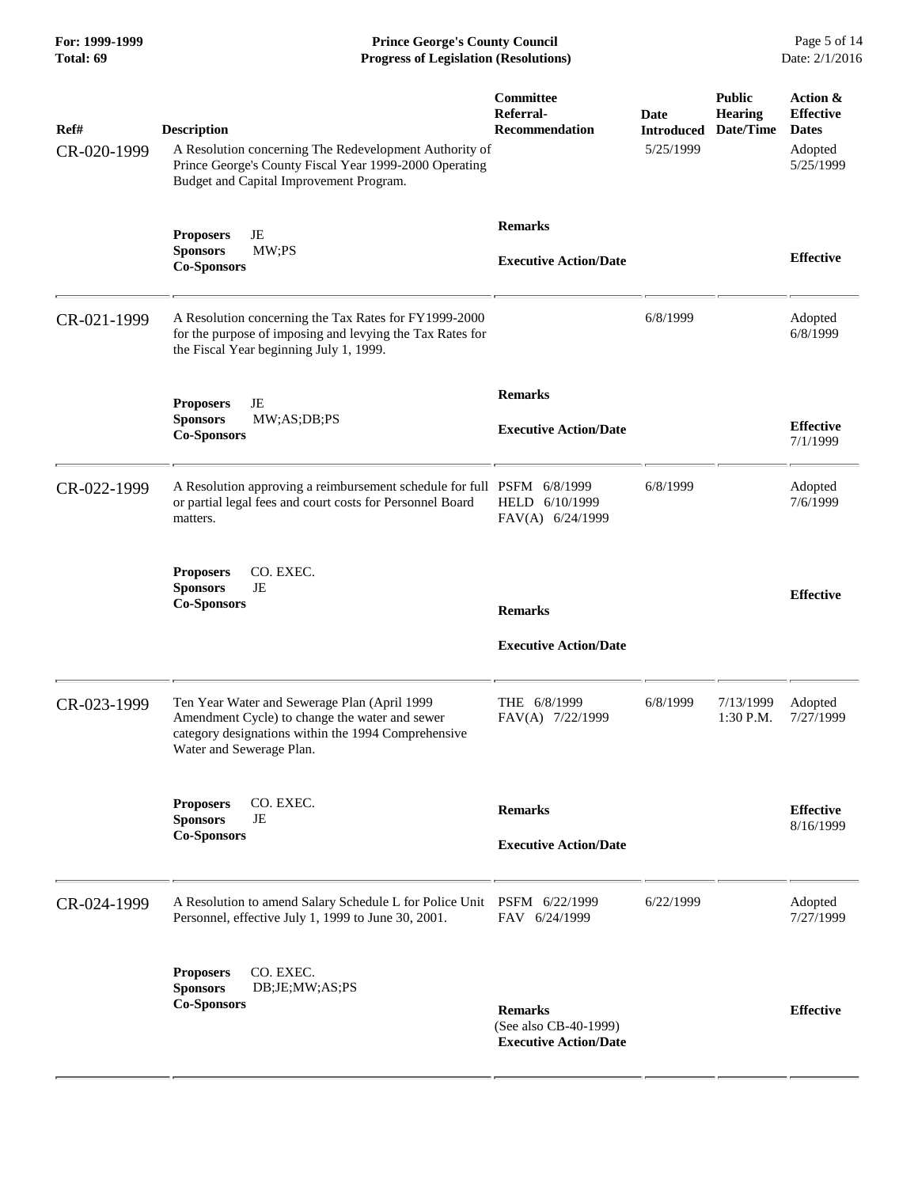| Ref# | Description | Committee Referral-Recommendation | Date Introduced | Public Hearing Date/Time | Action & Effective Dates |
|---|---|---|---|---|---|
| CR-020-1999 | A Resolution concerning The Redevelopment Authority of Prince George's County Fiscal Year 1999-2000 Operating Budget and Capital Improvement Program. | | 5/25/1999 | | Adopted 5/25/1999 |
| | **Proposers** JE<br>**Sponsors** MW;PS<br>**Co-Sponsors** | **Remarks**<br><br>**Executive Action/Date** | | | **Effective** |
| CR-021-1999 | A Resolution concerning the Tax Rates for FY1999-2000 for the purpose of imposing and levying the Tax Rates for the Fiscal Year beginning July 1, 1999. | | 6/8/1999 | | Adopted 6/8/1999 |
| | **Proposers** JE<br>**Sponsors** MW;AS;DB;PS<br>**Co-Sponsors** | **Remarks**<br><br>**Executive Action/Date** | | | **Effective** 7/1/1999 |
| CR-022-1999 | A Resolution approving a reimbursement schedule for full or partial legal fees and court costs for Personnel Board matters. | PSFM 6/8/1999<br>HELD 6/10/1999<br>FAV(A) 6/24/1999 | 6/8/1999 | | Adopted 7/6/1999 |
| | **Proposers** CO. EXEC.<br>**Sponsors** JE<br>**Co-Sponsors** | **Remarks**<br><br>**Executive Action/Date** | | | **Effective** |
| CR-023-1999 | Ten Year Water and Sewerage Plan (April 1999 Amendment Cycle) to change the water and sewer category designations within the 1994 Comprehensive Water and Sewerage Plan. | THE 6/8/1999<br>FAV(A) 7/22/1999 | 6/8/1999 | 7/13/1999 1:30 P.M. | Adopted 7/27/1999 |
| | **Proposers** CO. EXEC.<br>**Sponsors** JE<br>**Co-Sponsors** | **Remarks**<br><br>**Executive Action/Date** | | | **Effective** 8/16/1999 |
| CR-024-1999 | A Resolution to amend Salary Schedule L for Police Unit Personnel, effective July 1, 1999 to June 30, 2001. | PSFM 6/22/1999<br>FAV 6/24/1999 | 6/22/1999 | | Adopted 7/27/1999 |
| | **Proposers** CO. EXEC.<br>**Sponsors** DB;JE;MW;AS;PS<br>**Co-Sponsors** | **Remarks**<br>(See also CB-40-1999)<br>**Executive Action/Date** | | | **Effective** |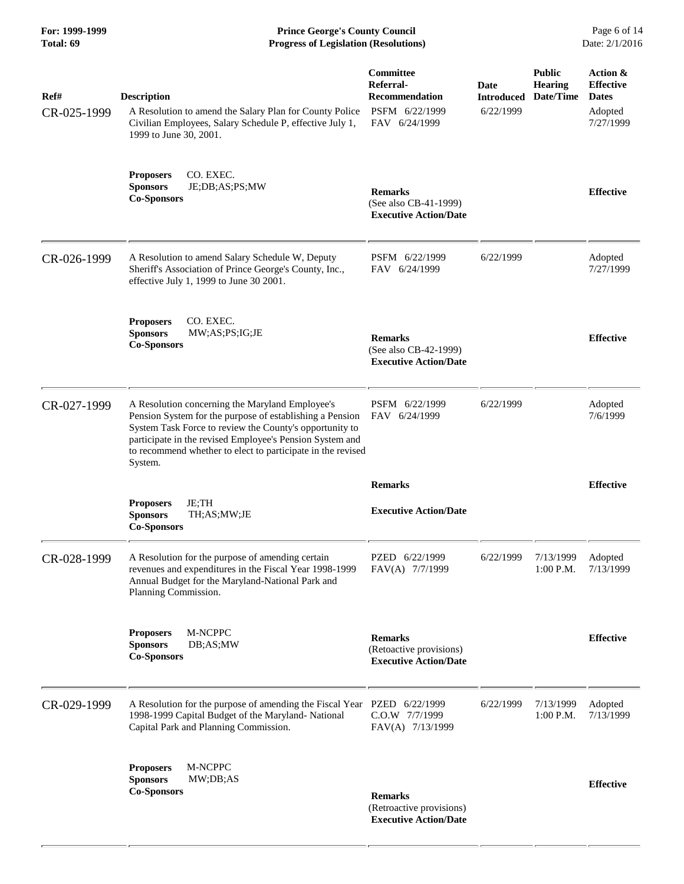| Ref# | Description | Committee Referral-Recommendation | Date Introduced | Public Hearing Date/Time | Action & Effective Dates |
|---|---|---|---|---|---|
| CR-025-1999 | A Resolution to amend the Salary Plan for County Police Civilian Employees, Salary Schedule P, effective July 1, 1999 to June 30, 2001. | PSFM 6/22/1999<br>FAV 6/24/1999 | 6/22/1999 | | Adopted<br>7/27/1999 |
| | **Proposers** CO. EXEC.<br>**Sponsors** JE;DB;AS;PS;MW<br>**Co-Sponsors** | **Remarks**<br>(See also CB-41-1999)<br>**Executive Action/Date** | | | **Effective** |
| CR-026-1999 | A Resolution to amend Salary Schedule W, Deputy Sheriff's Association of Prince George's County, Inc., effective July 1, 1999 to June 30 2001. | PSFM 6/22/1999<br>FAV 6/24/1999 | 6/22/1999 | | Adopted<br>7/27/1999 |
| | **Proposers** CO. EXEC.<br>**Sponsors** MW;AS;PS;IG;JE<br>**Co-Sponsors** | **Remarks**<br>(See also CB-42-1999)<br>**Executive Action/Date** | | | **Effective** |
| CR-027-1999 | A Resolution concerning the Maryland Employee's Pension System for the purpose of establishing a Pension System Task Force to review the County's opportunity to participate in the revised Employee's Pension System and to recommend whether to elect to participate in the revised System. | PSFM 6/22/1999<br>FAV 6/24/1999 | 6/22/1999 | | Adopted<br>7/6/1999 |
| | **Proposers** JE;TH<br>**Sponsors** TH;AS;MW;JE<br>**Co-Sponsors** | **Remarks**<br>**Executive Action/Date** | | | **Effective** |
| CR-028-1999 | A Resolution for the purpose of amending certain revenues and expenditures in the Fiscal Year 1998-1999 Annual Budget for the Maryland-National Park and Planning Commission. | PZED 6/22/1999<br>FAV(A) 7/7/1999 | 6/22/1999 | 7/13/1999<br>1:00 P.M. | Adopted<br>7/13/1999 |
| | **Proposers** M-NCPPC<br>**Sponsors** DB;AS;MW<br>**Co-Sponsors** | **Remarks**<br>(Retoactive provisions)<br>**Executive Action/Date** | | | **Effective** |
| CR-029-1999 | A Resolution for the purpose of amending the Fiscal Year 1998-1999 Capital Budget of the Maryland- National Capital Park and Planning Commission. | PZED 6/22/1999<br>C.O.W 7/7/1999<br>FAV(A) 7/13/1999 | 6/22/1999 | 7/13/1999<br>1:00 P.M. | Adopted<br>7/13/1999 |
| | **Proposers** M-NCPPC<br>**Sponsors** MW;DB;AS<br>**Co-Sponsors** | **Remarks**<br>(Retroactive provisions)<br>**Executive Action/Date** | | | **Effective** |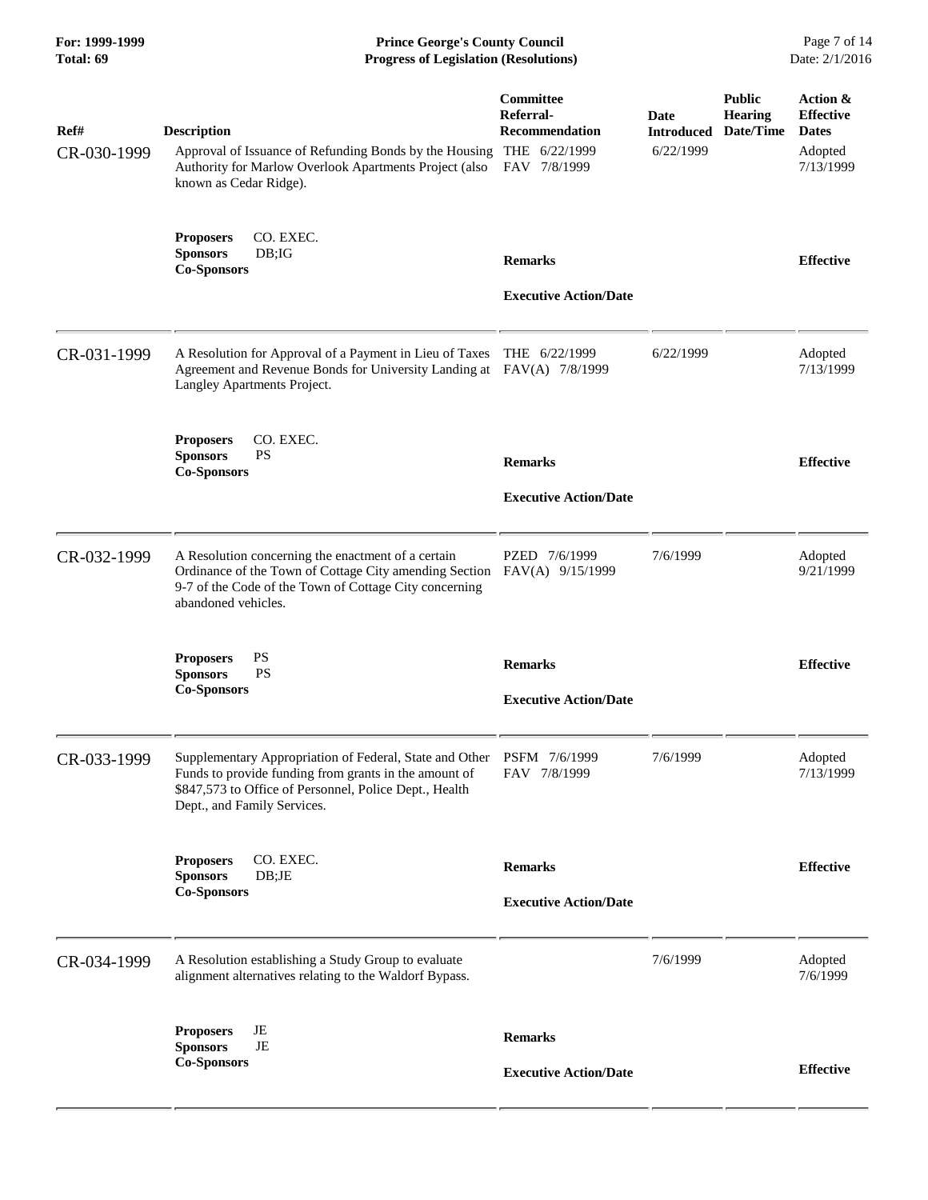| Ref# | Description | Committee Referral-Recommendation | Date Introduced | Public Hearing Date/Time | Action & Effective Dates |
|---|---|---|---|---|---|
| CR-030-1999 | Approval of Issuance of Refunding Bonds by the Housing Authority for Marlow Overlook Apartments Project (also known as Cedar Ridge). | THE 6/22/1999<br>FAV 7/8/1999 | 6/22/1999 | | Adopted<br>7/13/1999 |
| | **Proposers** CO. EXEC.<br>**Sponsors** DB;IG<br>**Co-Sponsors** | **Remarks**<br><br>**Executive Action/Date** | | | **Effective** |
| CR-031-1999 | A Resolution for Approval of a Payment in Lieu of Taxes Agreement and Revenue Bonds for University Landing at Langley Apartments Project. | THE 6/22/1999<br>FAV(A) 7/8/1999 | 6/22/1999 | | Adopted<br>7/13/1999 |
| | **Proposers** CO. EXEC.<br>**Sponsors** PS<br>**Co-Sponsors** | **Remarks**<br><br>**Executive Action/Date** | | | **Effective** |
| CR-032-1999 | A Resolution concerning the enactment of a certain Ordinance of the Town of Cottage City amending Section 9-7 of the Code of the Town of Cottage City concerning abandoned vehicles. | PZED 7/6/1999<br>FAV(A) 9/15/1999 | 7/6/1999 | | Adopted<br>9/21/1999 |
| | **Proposers** PS<br>**Sponsors** PS<br>**Co-Sponsors** | **Remarks**<br><br>**Executive Action/Date** | | | **Effective** |
| CR-033-1999 | Supplementary Appropriation of Federal, State and Other Funds to provide funding from grants in the amount of $847,573 to Office of Personnel, Police Dept., Health Dept., and Family Services. | PSFM 7/6/1999<br>FAV 7/8/1999 | 7/6/1999 | | Adopted<br>7/13/1999 |
| | **Proposers** CO. EXEC.<br>**Sponsors** DB;JE<br>**Co-Sponsors** | **Remarks**<br><br>**Executive Action/Date** | | | **Effective** |
| CR-034-1999 | A Resolution establishing a Study Group to evaluate alignment alternatives relating to the Waldorf Bypass. | | 7/6/1999 | | Adopted<br>7/6/1999 |
| | **Proposers** JE<br>**Sponsors** JE<br>**Co-Sponsors** | **Remarks**<br><br>**Executive Action/Date** | | | **Effective** |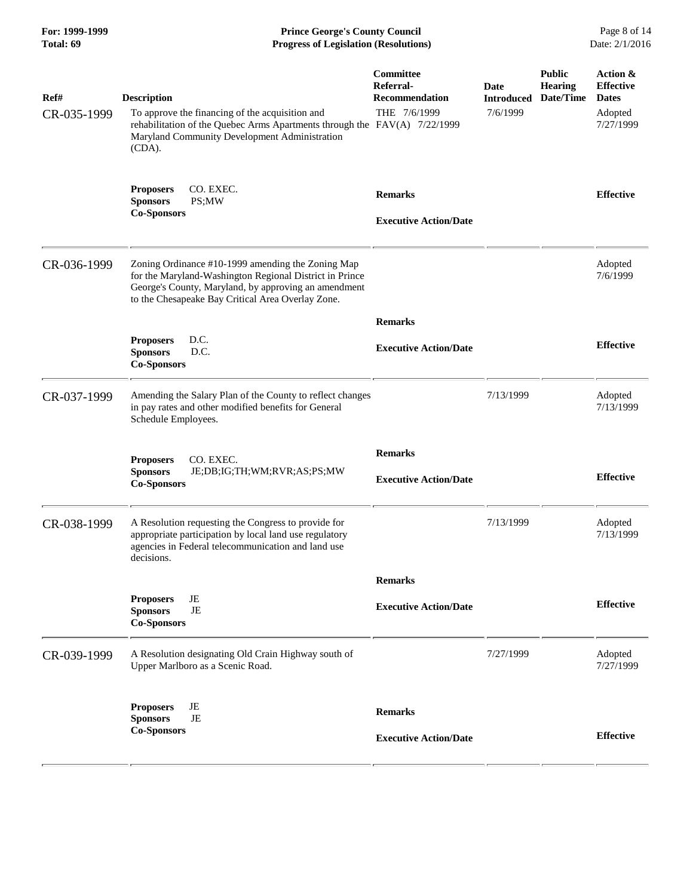| Ref# | Description | Committee Referral-Recommendation | Date Introduced | Public Hearing Date/Time | Action & Effective Dates |
|---|---|---|---|---|---|
| CR-035-1999 | To approve the financing of the acquisition and rehabilitation of the Quebec Arms Apartments through the Maryland Community Development Administration (CDA). | THE 7/6/1999<br>FAV(A) 7/22/1999 | 7/6/1999 | | Adopted 7/27/1999 |
| | **Proposers** CO. EXEC.<br>**Sponsors** PS;MW<br>**Co-Sponsors** | **Remarks**<br><br>**Executive Action/Date** | | | **Effective** |
| CR-036-1999 | Zoning Ordinance #10-1999 amending the Zoning Map for the Maryland-Washington Regional District in Prince George's County, Maryland, by approving an amendment to the Chesapeake Bay Critical Area Overlay Zone. | | | | Adopted 7/6/1999 |
| | **Proposers** D.C.<br>**Sponsors** D.C.<br>**Co-Sponsors** | **Remarks**<br><br>**Executive Action/Date** | | | **Effective** |
| CR-037-1999 | Amending the Salary Plan of the County to reflect changes in pay rates and other modified benefits for General Schedule Employees. | | 7/13/1999 | | Adopted 7/13/1999 |
| | **Proposers** CO. EXEC.<br>**Sponsors** JE;DB;IG;TH;WM;RVR;AS;PS;MW<br>**Co-Sponsors** | **Remarks**<br><br>**Executive Action/Date** | | | **Effective** |
| CR-038-1999 | A Resolution requesting the Congress to provide for appropriate participation by local land use regulatory agencies in Federal telecommunication and land use decisions. | | 7/13/1999 | | Adopted 7/13/1999 |
| | **Proposers** JE<br>**Sponsors** JE<br>**Co-Sponsors** | **Remarks**<br><br>**Executive Action/Date** | | | **Effective** |
| CR-039-1999 | A Resolution designating Old Crain Highway south of Upper Marlboro as a Scenic Road. | | 7/27/1999 | | Adopted 7/27/1999 |
| | **Proposers** JE<br>**Sponsors** JE<br>**Co-Sponsors** | **Remarks**<br><br>**Executive Action/Date** | | | **Effective** |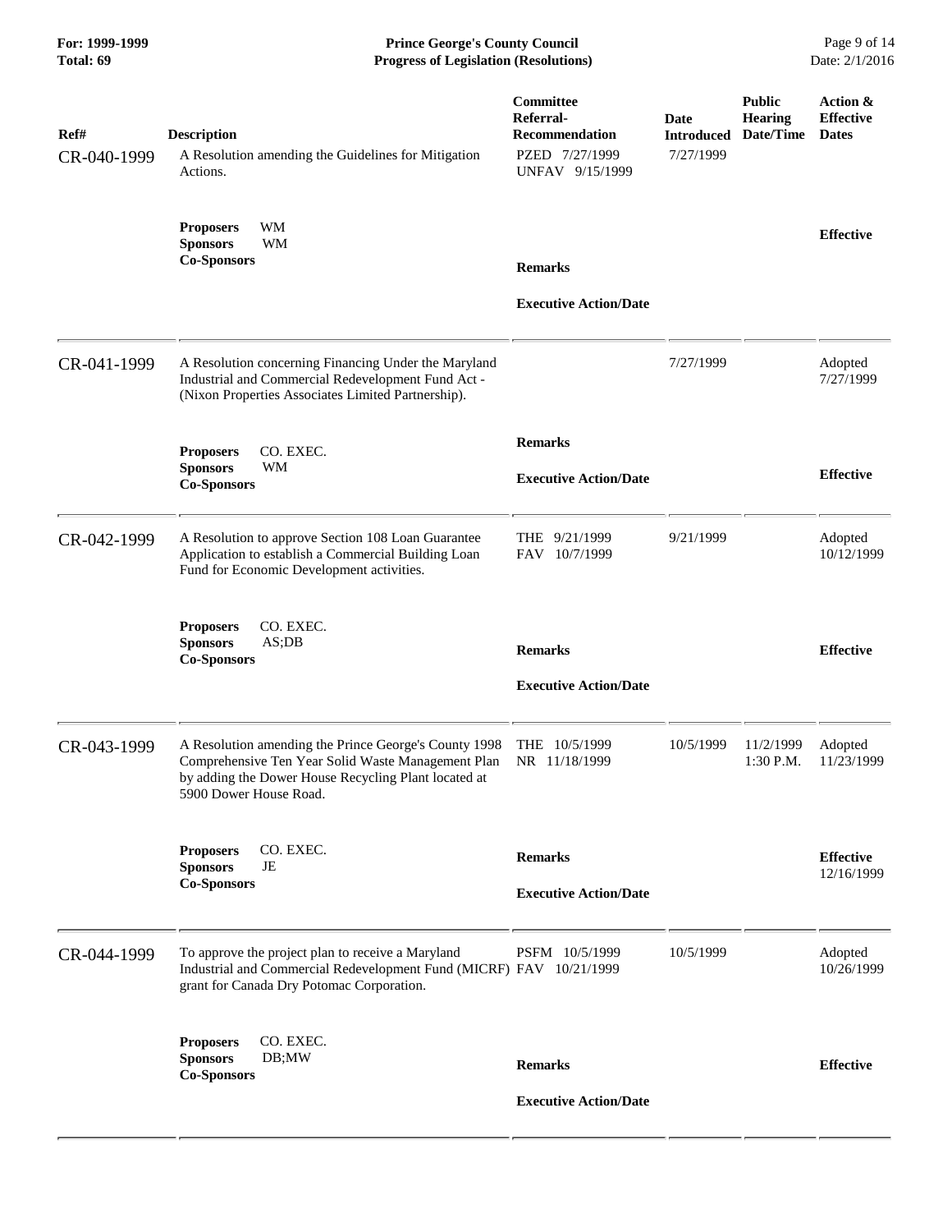| Ref# | Description | Committee Referral-Recommendation | Date Introduced | Public Hearing Date/Time | Action & Effective Dates |
|---|---|---|---|---|---|
| CR-040-1999 | A Resolution amending the Guidelines for Mitigation Actions. | PZED 7/27/1999<br>UNFAV 9/15/1999 | 7/27/1999 | | |
| | **Proposers** WM<br>**Sponsors** WM<br>**Co-Sponsors** | **Remarks**<br><br>**Executive Action/Date** | | | **Effective** |
| CR-041-1999 | A Resolution concerning Financing Under the Maryland Industrial and Commercial Redevelopment Fund Act - (Nixon Properties Associates Limited Partnership). | | 7/27/1999 | | Adopted 7/27/1999 |
| | **Proposers** CO. EXEC.<br>**Sponsors** WM<br>**Co-Sponsors** | **Remarks**<br><br>**Executive Action/Date** | | | **Effective** |
| CR-042-1999 | A Resolution to approve Section 108 Loan Guarantee Application to establish a Commercial Building Loan Fund for Economic Development activities. | THE 9/21/1999<br>FAV 10/7/1999 | 9/21/1999 | | Adopted 10/12/1999 |
| | **Proposers** CO. EXEC.<br>**Sponsors** AS;DB<br>**Co-Sponsors** | **Remarks**<br><br>**Executive Action/Date** | | | **Effective** |
| CR-043-1999 | A Resolution amending the Prince George's County 1998 Comprehensive Ten Year Solid Waste Management Plan by adding the Dower House Recycling Plant located at 5900 Dower House Road. | THE 10/5/1999<br>NR 11/18/1999 | 10/5/1999 | 11/2/1999 1:30 P.M. | Adopted 11/23/1999 |
| | **Proposers** CO. EXEC.<br>**Sponsors** JE<br>**Co-Sponsors** | **Remarks**<br><br>**Executive Action/Date** | | | **Effective** 12/16/1999 |
| CR-044-1999 | To approve the project plan to receive a Maryland Industrial and Commercial Redevelopment Fund (MICRF) grant for Canada Dry Potomac Corporation. | PSFM 10/5/1999<br>FAV 10/21/1999 | 10/5/1999 | | Adopted 10/26/1999 |
| | **Proposers** CO. EXEC.<br>**Sponsors** DB;MW<br>**Co-Sponsors** | **Remarks**<br><br>**Executive Action/Date** | | | **Effective** |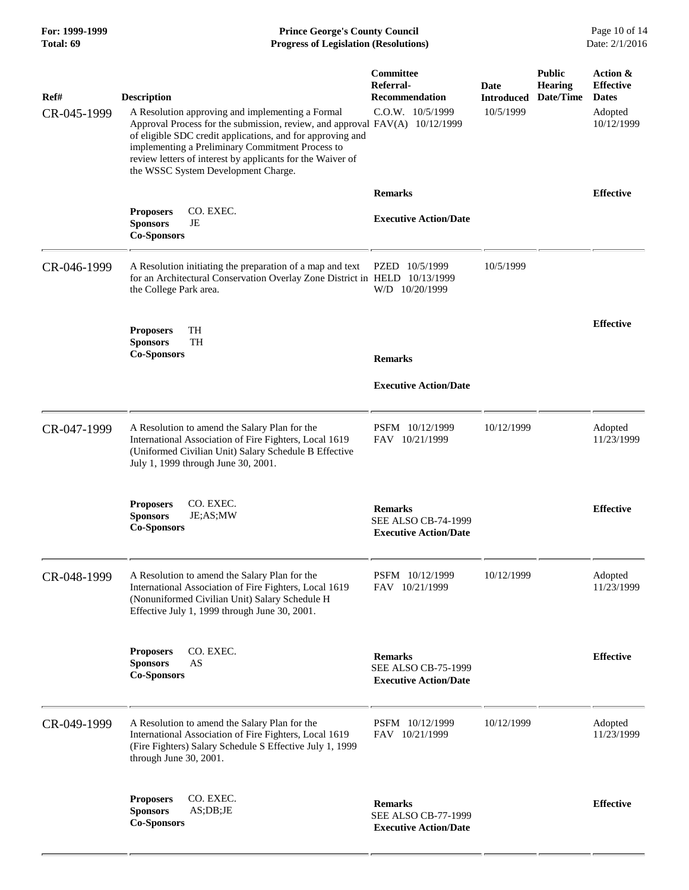| Ref# | Description | Committee Referral-Recommendation | Date Introduced | Public Hearing Date/Time | Action & Effective Dates |
|---|---|---|---|---|---|
| CR-045-1999 | A Resolution approving and implementing a Formal Approval Process for the submission, review, and approval of eligible SDC credit applications, and for approving and implementing a Preliminary Commitment Process to review letters of interest by applicants for the Waiver of the WSSC System Development Charge. | C.O.W. 10/5/1999<br>FAV(A) 10/12/1999 | 10/5/1999 | | Adopted 10/12/1999 |
| | **Proposers** CO. EXEC.<br>**Sponsors** JE<br>**Co-Sponsors** | **Remarks**<br><br>**Executive Action/Date** | | | **Effective** |
| CR-046-1999 | A Resolution initiating the preparation of a map and text for an Architectural Conservation Overlay Zone District in the College Park area. | PZED 10/5/1999<br>HELD 10/13/1999<br>W/D 10/20/1999 | 10/5/1999 | | |
| | **Proposers** TH<br>**Sponsors** TH<br>**Co-Sponsors** | **Remarks**<br><br>**Executive Action/Date** | | | **Effective** |
| CR-047-1999 | A Resolution to amend the Salary Plan for the International Association of Fire Fighters, Local 1619 (Uniformed Civilian Unit) Salary Schedule B Effective July 1, 1999 through June 30, 2001. | PSFM 10/12/1999<br>FAV 10/21/1999 | 10/12/1999 | | Adopted 11/23/1999 |
| | **Proposers** CO. EXEC.<br>**Sponsors** JE;AS;MW<br>**Co-Sponsors** | **Remarks**<br>SEE ALSO CB-74-1999<br>**Executive Action/Date** | | | **Effective** |
| CR-048-1999 | A Resolution to amend the Salary Plan for the International Association of Fire Fighters, Local 1619 (Nonuniformed Civilian Unit) Salary Schedule H Effective July 1, 1999 through June 30, 2001. | PSFM 10/12/1999<br>FAV 10/21/1999 | 10/12/1999 | | Adopted 11/23/1999 |
| | **Proposers** CO. EXEC.<br>**Sponsors** AS<br>**Co-Sponsors** | **Remarks**<br>SEE ALSO CB-75-1999<br>**Executive Action/Date** | | | **Effective** |
| CR-049-1999 | A Resolution to amend the Salary Plan for the International Association of Fire Fighters, Local 1619 (Fire Fighters) Salary Schedule S Effective July 1, 1999 through June 30, 2001. | PSFM 10/12/1999<br>FAV 10/21/1999 | 10/12/1999 | | Adopted 11/23/1999 |
| | **Proposers** CO. EXEC.<br>**Sponsors** AS;DB;JE<br>**Co-Sponsors** | **Remarks**<br>SEE ALSO CB-77-1999<br>**Executive Action/Date** | | | **Effective** |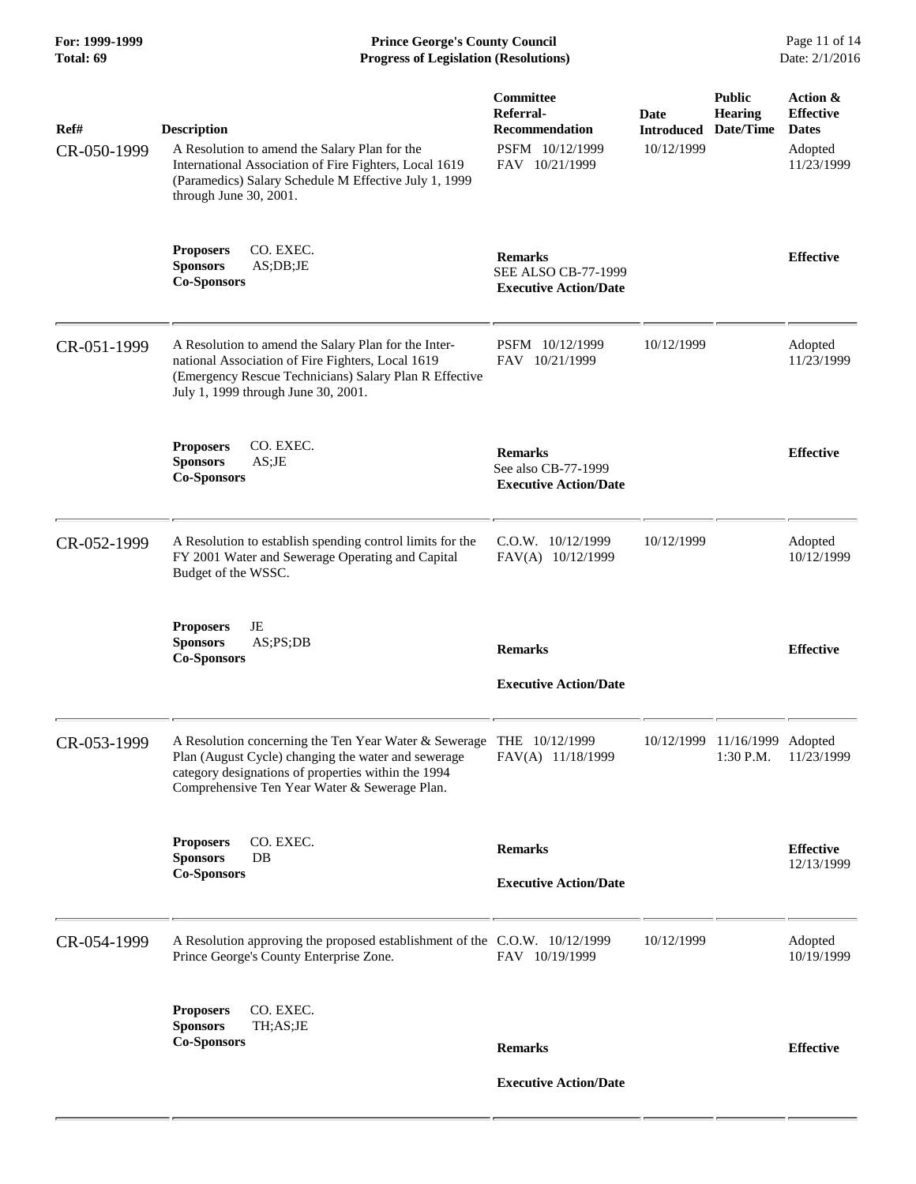| Ref# | Description | Committee Referral-Recommendation | Date Introduced | Public Hearing Date/Time | Action & Effective Dates |
|---|---|---|---|---|---|
| CR-050-1999 | A Resolution to amend the Salary Plan for the International Association of Fire Fighters, Local 1619 (Paramedics) Salary Schedule M Effective July 1, 1999 through June 30, 2001. | PSFM 10/12/1999<br>FAV 10/21/1999 | 10/12/1999 | | Adopted 11/23/1999 |
| | **Proposers** CO. EXEC.<br>**Sponsors** AS;DB;JE<br>**Co-Sponsors** | **Remarks**<br>SEE ALSO CB-77-1999<br>**Executive Action/Date** | | | **Effective** |
| CR-051-1999 | A Resolution to amend the Salary Plan for the International Association of Fire Fighters, Local 1619 (Emergency Rescue Technicians) Salary Plan R Effective July 1, 1999 through June 30, 2001. | PSFM 10/12/1999<br>FAV 10/21/1999 | 10/12/1999 | | Adopted 11/23/1999 |
| | **Proposers** CO. EXEC.<br>**Sponsors** AS;JE<br>**Co-Sponsors** | **Remarks**<br>See also CB-77-1999<br>**Executive Action/Date** | | | **Effective** |
| CR-052-1999 | A Resolution to establish spending control limits for the FY 2001 Water and Sewerage Operating and Capital Budget of the WSSC. | C.O.W. 10/12/1999<br>FAV(A) 10/12/1999 | 10/12/1999 | | Adopted 10/12/1999 |
| | **Proposers** JE<br>**Sponsors** AS;PS;DB<br>**Co-Sponsors** | **Remarks**<br>**Executive Action/Date** | | | **Effective** |
| CR-053-1999 | A Resolution concerning the Ten Year Water & Sewerage Plan (August Cycle) changing the water and sewerage category designations of properties within the 1994 Comprehensive Ten Year Water & Sewerage Plan. | THE 10/12/1999<br>FAV(A) 11/18/1999 | 10/12/1999 | 11/16/1999 1:30 P.M. | Adopted 11/23/1999 |
| | **Proposers** CO. EXEC.<br>**Sponsors** DB<br>**Co-Sponsors** | **Remarks**<br>**Executive Action/Date** | | | **Effective** 12/13/1999 |
| CR-054-1999 | A Resolution approving the proposed establishment of the Prince George's County Enterprise Zone. | C.O.W. 10/12/1999<br>FAV 10/19/1999 | 10/12/1999 | | Adopted 10/19/1999 |
| | **Proposers** CO. EXEC.<br>**Sponsors** TH;AS;JE<br>**Co-Sponsors** | **Remarks**<br>**Executive Action/Date** | | | **Effective** |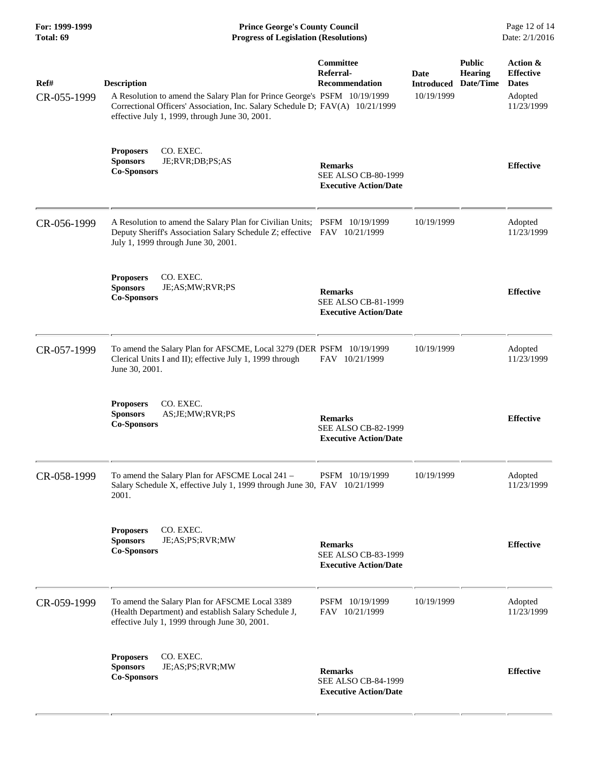| Ref# | Description | Committee Referral-Recommendation | Date Introduced | Public Hearing Date/Time | Action & Effective Dates |
|---|---|---|---|---|---|
| CR-055-1999 | A Resolution to amend the Salary Plan for Prince George's Correctional Officers' Association, Inc. Salary Schedule D; effective July 1, 1999, through June 30, 2001. | PSFM 10/19/1999<br>FAV(A) 10/21/1999 | 10/19/1999 | | Adopted 11/23/1999 |
| | **Proposers** CO. EXEC.<br>**Sponsors** JE;RVR;DB;PS;AS<br>**Co-Sponsors** | **Remarks**<br>SEE ALSO CB-80-1999<br>**Executive Action/Date** | | | **Effective** |
| CR-056-1999 | A Resolution to amend the Salary Plan for Civilian Units; Deputy Sheriff's Association Salary Schedule Z; effective July 1, 1999 through June 30, 2001. | PSFM 10/19/1999<br>FAV 10/21/1999 | 10/19/1999 | | Adopted 11/23/1999 |
| | **Proposers** CO. EXEC.<br>**Sponsors** JE;AS;MW;RVR;PS<br>**Co-Sponsors** | **Remarks**<br>SEE ALSO CB-81-1999<br>**Executive Action/Date** | | | **Effective** |
| CR-057-1999 | To amend the Salary Plan for AFSCME, Local 3279 (DER Clerical Units I and II); effective July 1, 1999 through June 30, 2001. | PSFM 10/19/1999<br>FAV 10/21/1999 | 10/19/1999 | | Adopted 11/23/1999 |
| | **Proposers** CO. EXEC.<br>**Sponsors** AS;JE;MW;RVR;PS<br>**Co-Sponsors** | **Remarks**<br>SEE ALSO CB-82-1999<br>**Executive Action/Date** | | | **Effective** |
| CR-058-1999 | To amend the Salary Plan for AFSCME Local 241 – Salary Schedule X, effective July 1, 1999 through June 30, 2001. | PSFM 10/19/1999<br>FAV 10/21/1999 | 10/19/1999 | | Adopted 11/23/1999 |
| | **Proposers** CO. EXEC.<br>**Sponsors** JE;AS;PS;RVR;MW<br>**Co-Sponsors** | **Remarks**<br>SEE ALSO CB-83-1999<br>**Executive Action/Date** | | | **Effective** |
| CR-059-1999 | To amend the Salary Plan for AFSCME Local 3389 (Health Department) and establish Salary Schedule J, effective July 1, 1999 through June 30, 2001. | PSFM 10/19/1999<br>FAV 10/21/1999 | 10/19/1999 | | Adopted 11/23/1999 |
| | **Proposers** CO. EXEC.<br>**Sponsors** JE;AS;PS;RVR;MW<br>**Co-Sponsors** | **Remarks**<br>SEE ALSO CB-84-1999<br>**Executive Action/Date** | | | **Effective** |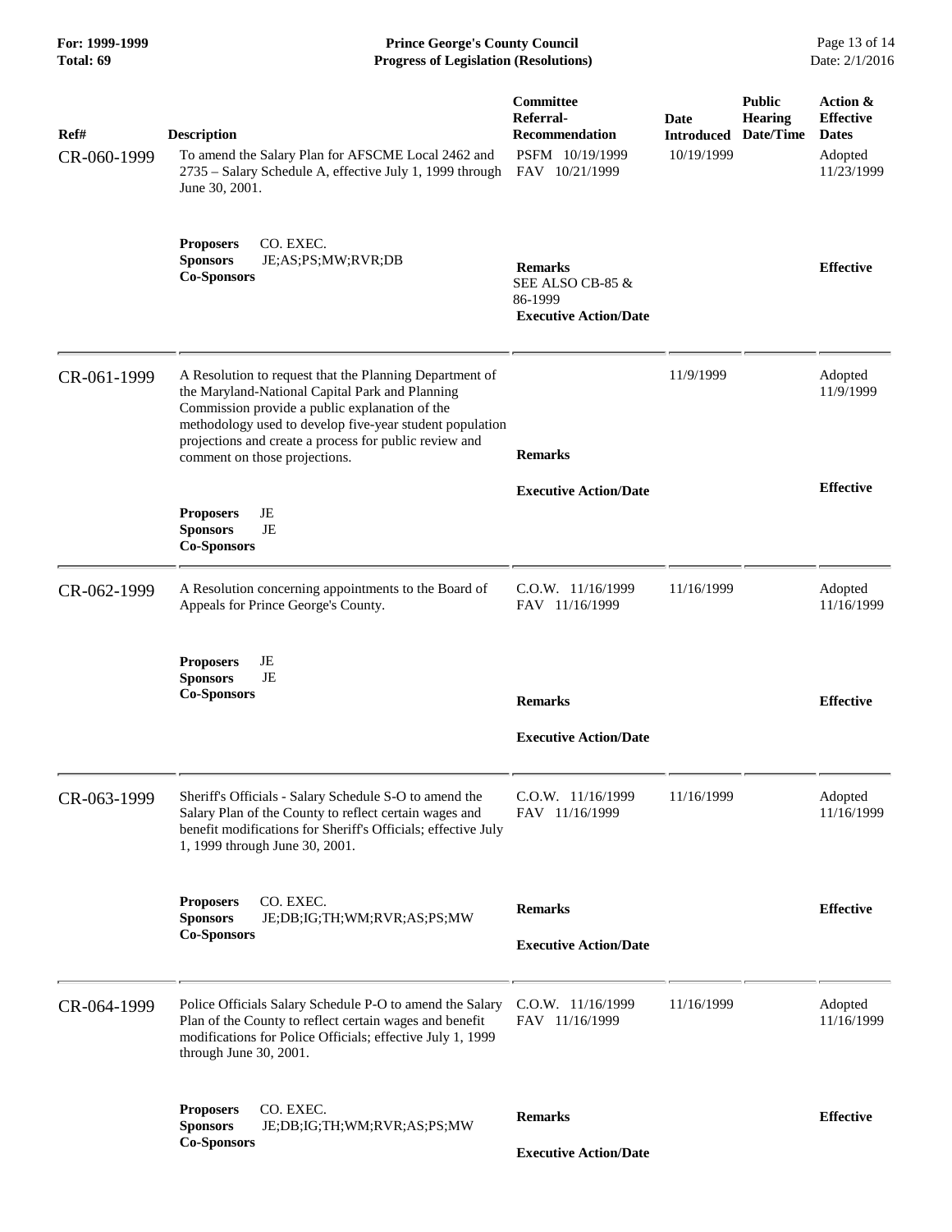| Ref# | Description | Committee Referral-Recommendation | Date Introduced | Public Hearing Date/Time | Action & Effective Dates |
|---|---|---|---|---|---|
| CR-060-1999 | To amend the Salary Plan for AFSCME Local 2462 and 2735 – Salary Schedule A, effective July 1, 1999 through June 30, 2001. | PSFM 10/19/1999<br>FAV 10/21/1999 | 10/19/1999 | | Adopted 11/23/1999 |
| | **Proposers** CO. EXEC.<br>**Sponsors** JE;AS;PS;MW;RVR;DB<br>**Co-Sponsors** | **Remarks**<br>SEE ALSO CB-85 & 86-1999<br>**Executive Action/Date** | | | **Effective** |
| CR-061-1999 | A Resolution to request that the Planning Department of the Maryland-National Capital Park and Planning Commission provide a public explanation of the methodology used to develop five-year student population projections and create a process for public review and comment on those projections. | | 11/9/1999 | | Adopted 11/9/1999 |
| | **Proposers** JE<br>**Sponsors** JE<br>**Co-Sponsors** | **Remarks**<br>**Executive Action/Date** | | | **Effective** |
| CR-062-1999 | A Resolution concerning appointments to the Board of Appeals for Prince George's County. | C.O.W. 11/16/1999<br>FAV 11/16/1999 | 11/16/1999 | | Adopted 11/16/1999 |
| | **Proposers** JE<br>**Sponsors** JE<br>**Co-Sponsors** | **Remarks**<br>**Executive Action/Date** | | | **Effective** |
| CR-063-1999 | Sheriff's Officials - Salary Schedule S-O to amend the Salary Plan of the County to reflect certain wages and benefit modifications for Sheriff's Officials; effective July 1, 1999 through June 30, 2001. | C.O.W. 11/16/1999<br>FAV 11/16/1999 | 11/16/1999 | | Adopted 11/16/1999 |
| | **Proposers** CO. EXEC.<br>**Sponsors** JE;DB;IG;TH;WM;RVR;AS;PS;MW<br>**Co-Sponsors** | **Remarks**<br>**Executive Action/Date** | | | **Effective** |
| CR-064-1999 | Police Officials Salary Schedule P-O to amend the Salary Plan of the County to reflect certain wages and benefit modifications for Police Officials; effective July 1, 1999 through June 30, 2001. | C.O.W. 11/16/1999<br>FAV 11/16/1999 | 11/16/1999 | | Adopted 11/16/1999 |
| | **Proposers** CO. EXEC.<br>**Sponsors** JE;DB;IG;TH;WM;RVR;AS;PS;MW<br>**Co-Sponsors** | **Remarks**<br>**Executive Action/Date** | | | **Effective** |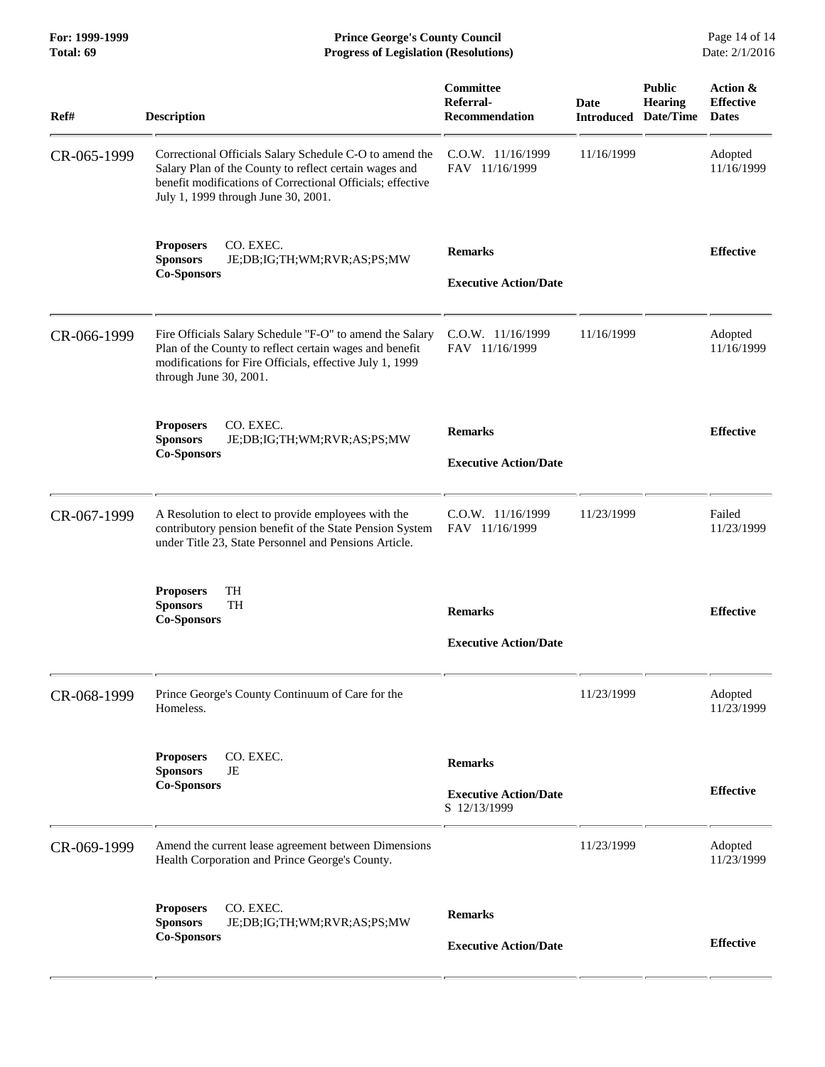| Ref# | Description | Committee Referral-Recommendation | Date Introduced | Public Hearing Date/Time | Action & Effective Dates |
|---|---|---|---|---|---|
| CR-065-1999 | Correctional Officials Salary Schedule C-O to amend the Salary Plan of the County to reflect certain wages and benefit modifications of Correctional Officials; effective July 1, 1999 through June 30, 2001. | C.O.W. 11/16/1999 FAV 11/16/1999 | 11/16/1999 | | Adopted 11/16/1999 |
| | **Proposers** CO. EXEC. **Sponsors** JE;DB;IG;TH;WM;RVR;AS;PS;MW **Co-Sponsors** | **Remarks** **Executive Action/Date** | | | **Effective** |
| CR-066-1999 | Fire Officials Salary Schedule "F-O" to amend the Salary Plan of the County to reflect certain wages and benefit modifications for Fire Officials, effective July 1, 1999 through June 30, 2001. | C.O.W. 11/16/1999 FAV 11/16/1999 | 11/16/1999 | | Adopted 11/16/1999 |
| | **Proposers** CO. EXEC. **Sponsors** JE;DB;IG;TH;WM;RVR;AS;PS;MW **Co-Sponsors** | **Remarks** **Executive Action/Date** | | | **Effective** |
| CR-067-1999 | A Resolution to elect to provide employees with the contributory pension benefit of the State Pension System under Title 23, State Personnel and Pensions Article. | C.O.W. 11/16/1999 FAV 11/16/1999 | 11/23/1999 | | Failed 11/23/1999 |
| | **Proposers** TH **Sponsors** TH **Co-Sponsors** | **Remarks** **Executive Action/Date** | | | **Effective** |
| CR-068-1999 | Prince George's County Continuum of Care for the Homeless. | | 11/23/1999 | | Adopted 11/23/1999 |
| | **Proposers** CO. EXEC. **Sponsors** JE **Co-Sponsors** | **Remarks** **Executive Action/Date** S 12/13/1999 | | | **Effective** |
| CR-069-1999 | Amend the current lease agreement between Dimensions Health Corporation and Prince George's County. | | 11/23/1999 | | Adopted 11/23/1999 |
| | **Proposers** CO. EXEC. **Sponsors** JE;DB;IG;TH;WM;RVR;AS;PS;MW **Co-Sponsors** | **Remarks** **Executive Action/Date** | | | **Effective** |